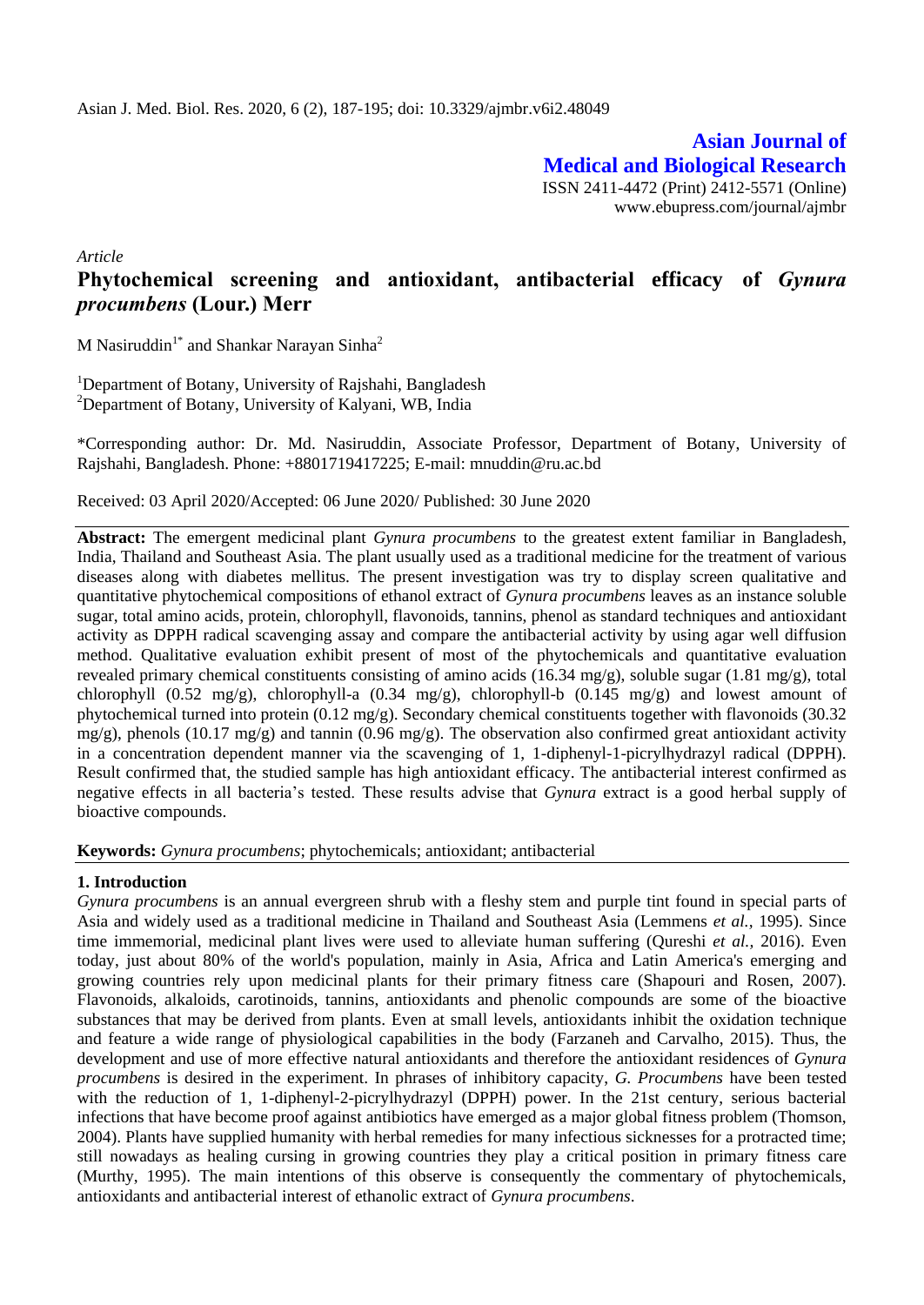*Article*

# Phytochemical screening and antioxidant, antibacterial efficacy of *Gynura procumbens* (Lour.) Merr

M Nasiruddin[1*] and Shankar Narayan Sinha[2]

[1]Department of Botany, University of Rajshahi, Bangladesh
[2]Department of Botany, University of Kalyani, WB, India

*Corresponding author: Dr. Md. Nasiruddin, Associate Professor, Department of Botany, University of Rajshahi, Bangladesh. Phone: +8801719417225; E-mail: mnuddin@ru.ac.bd

Received: 03 April 2020/Accepted: 06 June 2020/ Published: 30 June 2020

**Abstract:** The emergent medicinal plant *Gynura procumbens* to the greatest extent familiar in Bangladesh, India, Thailand and Southeast Asia. The plant usually used as a traditional medicine for the treatment of various diseases along with diabetes mellitus. The present investigation was try to display screen qualitative and quantitative phytochemical compositions of ethanol extract of *Gynura procumbens* leaves as an instance soluble sugar, total amino acids, protein, chlorophyll, flavonoids, tannins, phenol as standard techniques and antioxidant activity as DPPH radical scavenging assay and compare the antibacterial activity by using agar well diffusion method. Qualitative evaluation exhibit present of most of the phytochemicals and quantitative evaluation revealed primary chemical constituents consisting of amino acids (16.34 mg/g), soluble sugar (1.81 mg/g), total chlorophyll (0.52 mg/g), chlorophyll-a (0.34 mg/g), chlorophyll-b (0.145 mg/g) and lowest amount of phytochemical turned into protein (0.12 mg/g). Secondary chemical constituents together with flavonoids (30.32 mg/g), phenols (10.17 mg/g) and tannin (0.96 mg/g). The observation also confirmed great antioxidant activity in a concentration dependent manner via the scavenging of 1, 1-diphenyl-1-picrylhydrazyl radical (DPPH). Result confirmed that, the studied sample has high antioxidant efficacy. The antibacterial interest confirmed as negative effects in all bacteria's tested. These results advise that *Gynura* extract is a good herbal supply of bioactive compounds.

**Keywords:** *Gynura procumbens*; phytochemicals; antioxidant; antibacterial

## 1. Introduction

*Gynura procumbens* is an annual evergreen shrub with a fleshy stem and purple tint found in special parts of Asia and widely used as a traditional medicine in Thailand and Southeast Asia (Lemmens *et al.,* 1995). Since time immemorial, medicinal plant lives were used to alleviate human suffering (Qureshi *et al.,* 2016). Even today, just about 80% of the world's population, mainly in Asia, Africa and Latin America's emerging and growing countries rely upon medicinal plants for their primary fitness care (Shapouri and Rosen, 2007). Flavonoids, alkaloids, carotinoids, tannins, antioxidants and phenolic compounds are some of the bioactive substances that may be derived from plants. Even at small levels, antioxidants inhibit the oxidation technique and feature a wide range of physiological capabilities in the body (Farzaneh and Carvalho, 2015). Thus, the development and use of more effective natural antioxidants and therefore the antioxidant residences of *Gynura procumbens* is desired in the experiment. In phrases of inhibitory capacity, *G. Procumbens* have been tested with the reduction of 1, 1-diphenyl-2-picrylhydrazyl (DPPH) power. In the 21st century, serious bacterial infections that have become proof against antibiotics have emerged as a major global fitness problem (Thomson, 2004). Plants have supplied humanity with herbal remedies for many infectious sicknesses for a protracted time; still nowadays as healing cursing in growing countries they play a critical position in primary fitness care (Murthy, 1995). The main intentions of this observe is consequently the commentary of phytochemicals, antioxidants and antibacterial interest of ethanolic extract of *Gynura procumbens*.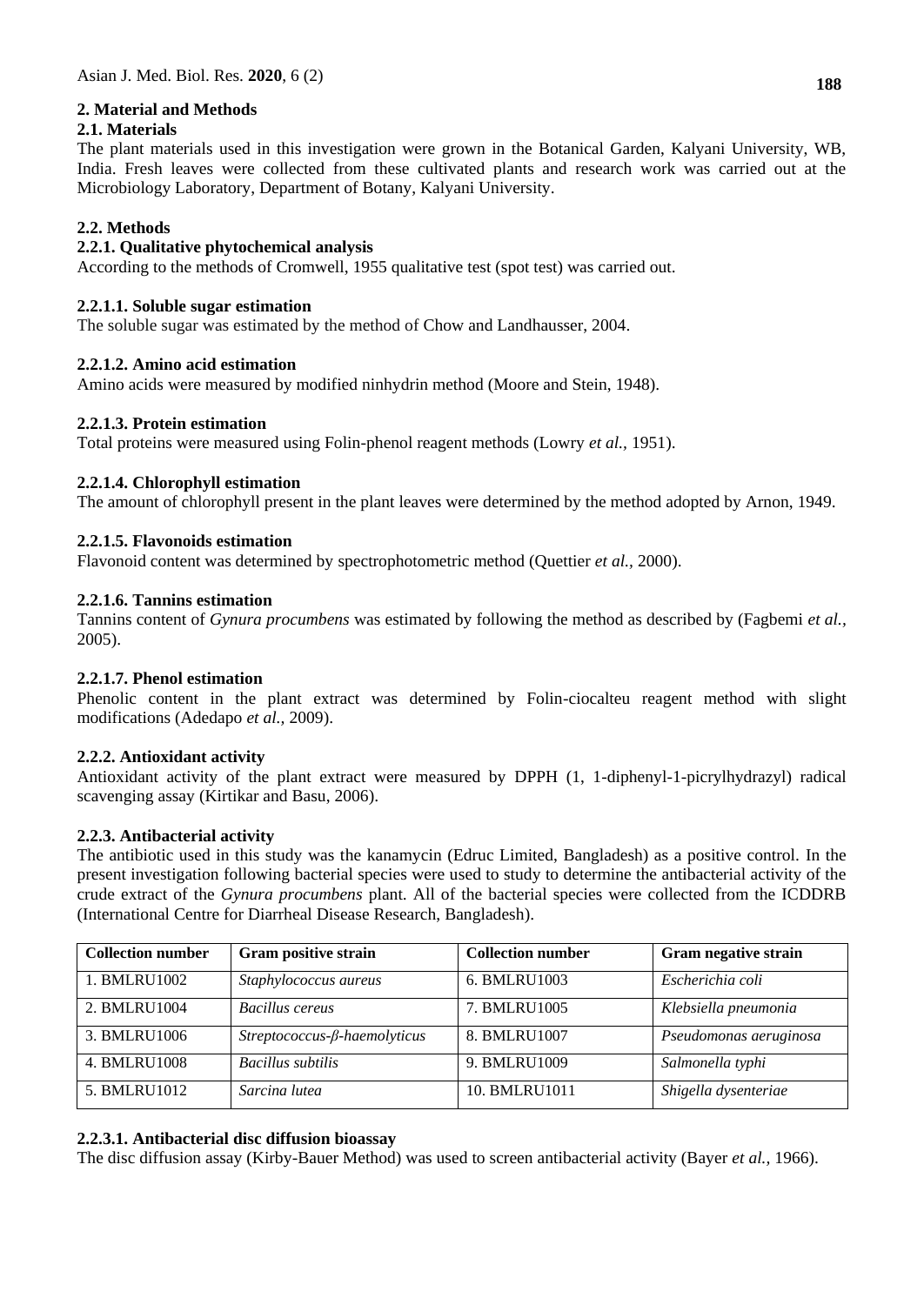## 2. Material and Methods

### 2.1. Materials

The plant materials used in this investigation were grown in the Botanical Garden, Kalyani University, WB, India. Fresh leaves were collected from these cultivated plants and research work was carried out at the Microbiology Laboratory, Department of Botany, Kalyani University.

### 2.2. Methods

#### 2.2.1. Qualitative phytochemical analysis

According to the methods of Cromwell, 1955 qualitative test (spot test) was carried out.

##### 2.2.1.1. Soluble sugar estimation

The soluble sugar was estimated by the method of Chow and Landhausser, 2004.

##### 2.2.1.2. Amino acid estimation

Amino acids were measured by modified ninhydrin method (Moore and Stein, 1948).

##### 2.2.1.3. Protein estimation

Total proteins were measured using Folin-phenol reagent methods (Lowry *et al.,* 1951).

##### 2.2.1.4. Chlorophyll estimation

The amount of chlorophyll present in the plant leaves were determined by the method adopted by Arnon, 1949.

##### 2.2.1.5. Flavonoids estimation

Flavonoid content was determined by spectrophotometric method (Quettier *et al.,* 2000).

##### 2.2.1.6. Tannins estimation

Tannins content of *Gynura procumbens* was estimated by following the method as described by (Fagbemi *et al.*, 2005).

##### 2.2.1.7. Phenol estimation

Phenolic content in the plant extract was determined by Folin-ciocalteu reagent method with slight modifications (Adedapo *et al.,* 2009).

#### 2.2.2. Antioxidant activity

Antioxidant activity of the plant extract were measured by DPPH (1, 1-diphenyl-1-picrylhydrazyl) radical scavenging assay (Kirtikar and Basu, 2006).

#### 2.2.3. Antibacterial activity

The antibiotic used in this study was the kanamycin (Edruc Limited, Bangladesh) as a positive control. In the present investigation following bacterial species were used to study to determine the antibacterial activity of the crude extract of the *Gynura procumbens* plant. All of the bacterial species were collected from the ICDDRB (International Centre for Diarrheal Disease Research, Bangladesh).

| Collection number | Gram positive strain | Collection number | Gram negative strain |
|---|---|---|---|
| 1. BMLRU1002 | *Staphylococcus aureus* | 6. BMLRU1003 | *Escherichia coli* |
| 2. BMLRU1004 | *Bacillus cereus* | 7. BMLRU1005 | *Klebsiella pneumonia* |
| 3. BMLRU1006 | *Streptococcus-β-haemolyticus* | 8. BMLRU1007 | *Pseudomonas aeruginosa* |
| 4. BMLRU1008 | *Bacillus subtilis* | 9. BMLRU1009 | *Salmonella typhi* |
| 5. BMLRU1012 | *Sarcina lutea* | 10. BMLRU1011 | *Shigella dysenteriae* |

##### 2.2.3.1. Antibacterial disc diffusion bioassay

The disc diffusion assay (Kirby-Bauer Method) was used to screen antibacterial activity (Bayer *et al.,* 1966).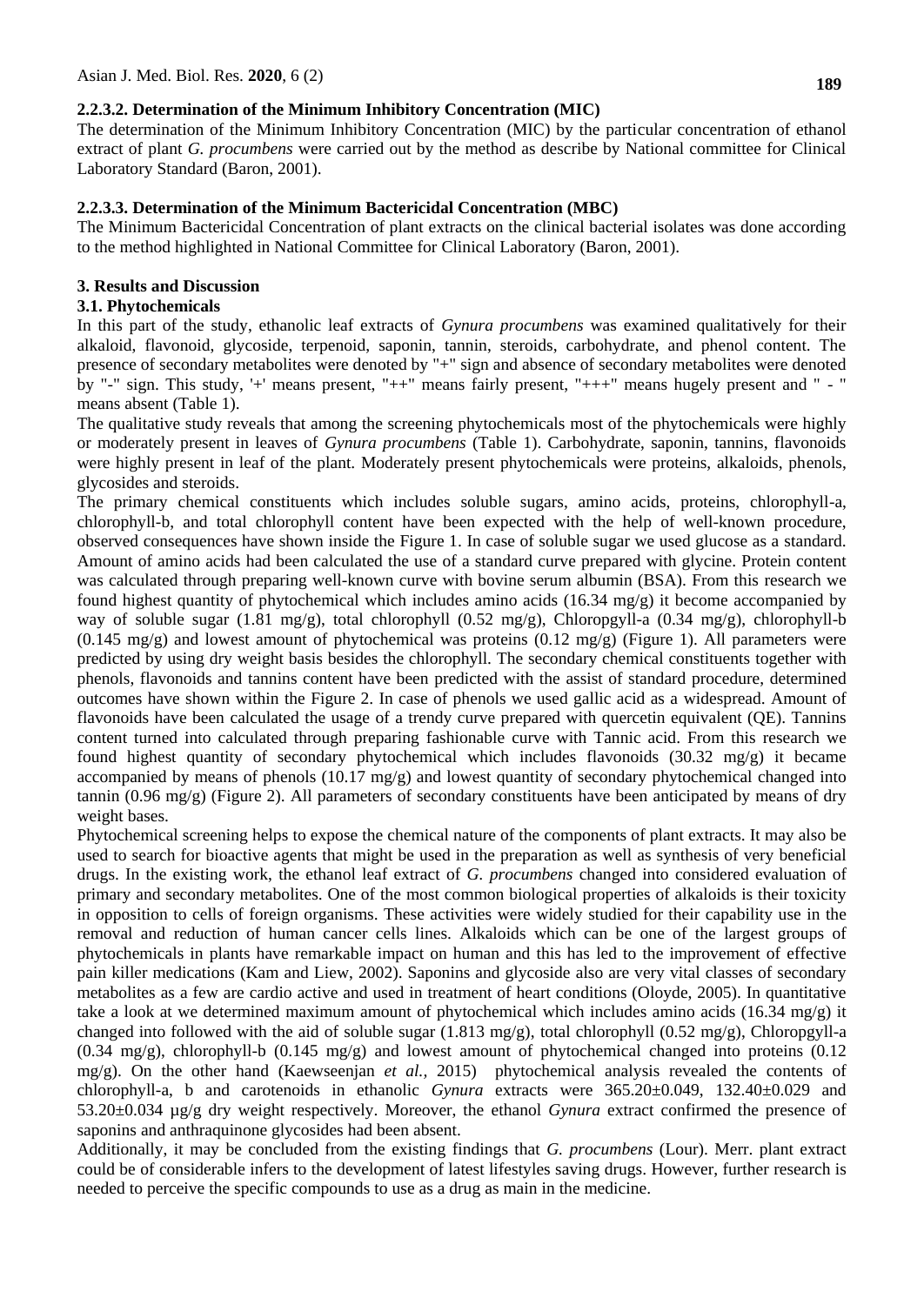#### 2.2.3.2. Determination of the Minimum Inhibitory Concentration (MIC)

The determination of the Minimum Inhibitory Concentration (MIC) by the particular concentration of ethanol extract of plant *G. procumbens* were carried out by the method as describe by National committee for Clinical Laboratory Standard (Baron, 2001).

#### 2.2.3.3. Determination of the Minimum Bactericidal Concentration (MBC)

The Minimum Bactericidal Concentration of plant extracts on the clinical bacterial isolates was done according to the method highlighted in National Committee for Clinical Laboratory (Baron, 2001).

## 3. Results and Discussion

### 3.1. Phytochemicals

In this part of the study, ethanolic leaf extracts of *Gynura procumbens* was examined qualitatively for their alkaloid, flavonoid, glycoside, terpenoid, saponin, tannin, steroids, carbohydrate, and phenol content. The presence of secondary metabolites were denoted by "+" sign and absence of secondary metabolites were denoted by "-" sign. This study, '+' means present, "++" means fairly present, "+++" means hugely present and " - " means absent (Table 1).

The qualitative study reveals that among the screening phytochemicals most of the phytochemicals were highly or moderately present in leaves of *Gynura procumbens* (Table 1). Carbohydrate, saponin, tannins, flavonoids were highly present in leaf of the plant. Moderately present phytochemicals were proteins, alkaloids, phenols, glycosides and steroids.

The primary chemical constituents which includes soluble sugars, amino acids, proteins, chlorophyll-a, chlorophyll-b, and total chlorophyll content have been expected with the help of well-known procedure, observed consequences have shown inside the Figure 1. In case of soluble sugar we used glucose as a standard. Amount of amino acids had been calculated the use of a standard curve prepared with glycine. Protein content was calculated through preparing well-known curve with bovine serum albumin (BSA). From this research we found highest quantity of phytochemical which includes amino acids (16.34 mg/g) it become accompanied by way of soluble sugar (1.81 mg/g), total chlorophyll (0.52 mg/g), Chloropgyll-a (0.34 mg/g), chlorophyll-b (0.145 mg/g) and lowest amount of phytochemical was proteins (0.12 mg/g) (Figure 1). All parameters were predicted by using dry weight basis besides the chlorophyll. The secondary chemical constituents together with phenols, flavonoids and tannins content have been predicted with the assist of standard procedure, determined outcomes have shown within the Figure 2. In case of phenols we used gallic acid as a widespread. Amount of flavonoids have been calculated the usage of a trendy curve prepared with quercetin equivalent (QE). Tannins content turned into calculated through preparing fashionable curve with Tannic acid. From this research we found highest quantity of secondary phytochemical which includes flavonoids (30.32 mg/g) it became accompanied by means of phenols (10.17 mg/g) and lowest quantity of secondary phytochemical changed into tannin (0.96 mg/g) (Figure 2). All parameters of secondary constituents have been anticipated by means of dry weight bases.

Phytochemical screening helps to expose the chemical nature of the components of plant extracts. It may also be used to search for bioactive agents that might be used in the preparation as well as synthesis of very beneficial drugs. In the existing work, the ethanol leaf extract of *G. procumbens* changed into considered evaluation of primary and secondary metabolites. One of the most common biological properties of alkaloids is their toxicity in opposition to cells of foreign organisms. These activities were widely studied for their capability use in the removal and reduction of human cancer cells lines. Alkaloids which can be one of the largest groups of phytochemicals in plants have remarkable impact on human and this has led to the improvement of effective pain killer medications (Kam and Liew, 2002). Saponins and glycoside also are very vital classes of secondary metabolites as a few are cardio active and used in treatment of heart conditions (Oloyde, 2005). In quantitative take a look at we determined maximum amount of phytochemical which includes amino acids (16.34 mg/g) it changed into followed with the aid of soluble sugar (1.813 mg/g), total chlorophyll (0.52 mg/g), Chloropgyll-a (0.34 mg/g), chlorophyll-b (0.145 mg/g) and lowest amount of phytochemical changed into proteins (0.12 mg/g). On the other hand (Kaewseenjan *et al.,* 2015) phytochemical analysis revealed the contents of chlorophyll-a, b and carotenoids in ethanolic *Gynura* extracts were 365.20±0.049, 132.40±0.029 and 53.20±0.034 µg/g dry weight respectively. Moreover, the ethanol *Gynura* extract confirmed the presence of saponins and anthraquinone glycosides had been absent.

Additionally, it may be concluded from the existing findings that *G. procumbens* (Lour). Merr. plant extract could be of considerable infers to the development of latest lifestyles saving drugs. However, further research is needed to perceive the specific compounds to use as a drug as main in the medicine.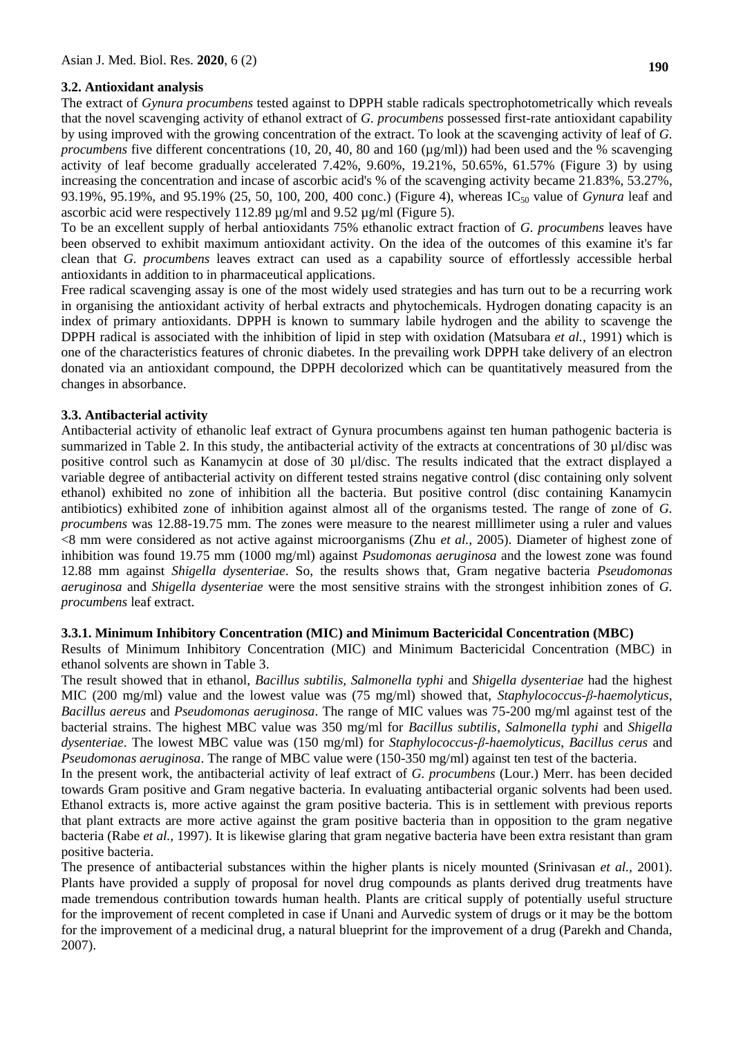### 3.2. Antioxidant analysis

The extract of *Gynura procumbens* tested against to DPPH stable radicals spectrophotometrically which reveals that the novel scavenging activity of ethanol extract of *G. procumbens* possessed first-rate antioxidant capability by using improved with the growing concentration of the extract. To look at the scavenging activity of leaf of *G. procumbens* five different concentrations (10, 20, 40, 80 and 160 (µg/ml)) had been used and the % scavenging activity of leaf become gradually accelerated 7.42%, 9.60%, 19.21%, 50.65%, 61.57% (Figure 3) by using increasing the concentration and incase of ascorbic acid's % of the scavenging activity became 21.83%, 53.27%, 93.19%, 95.19%, and 95.19% (25, 50, 100, 200, 400 conc.) (Figure 4), whereas $IC_{50}$ value of *Gynura* leaf and ascorbic acid were respectively 112.89 µg/ml and 9.52 µg/ml (Figure 5).

To be an excellent supply of herbal antioxidants 75% ethanolic extract fraction of *G. procumbens* leaves have been observed to exhibit maximum antioxidant activity. On the idea of the outcomes of this examine it's far clean that *G. procumbens* leaves extract can used as a capability source of effortlessly accessible herbal antioxidants in addition to in pharmaceutical applications.

Free radical scavenging assay is one of the most widely used strategies and has turn out to be a recurring work in organising the antioxidant activity of herbal extracts and phytochemicals. Hydrogen donating capacity is an index of primary antioxidants. DPPH is known to summary labile hydrogen and the ability to scavenge the DPPH radical is associated with the inhibition of lipid in step with oxidation (Matsubara *et al.,* 1991) which is one of the characteristics features of chronic diabetes. In the prevailing work DPPH take delivery of an electron donated via an antioxidant compound, the DPPH decolorized which can be quantitatively measured from the changes in absorbance.

### 3.3. Antibacterial activity

Antibacterial activity of ethanolic leaf extract of Gynura procumbens against ten human pathogenic bacteria is summarized in Table 2. In this study, the antibacterial activity of the extracts at concentrations of 30 µl/disc was positive control such as Kanamycin at dose of 30 µl/disc. The results indicated that the extract displayed a variable degree of antibacterial activity on different tested strains negative control (disc containing only solvent ethanol) exhibited no zone of inhibition all the bacteria. But positive control (disc containing Kanamycin antibiotics) exhibited zone of inhibition against almost all of the organisms tested. The range of zone of *G. procumbens* was 12.88-19.75 mm. The zones were measure to the nearest milllimeter using a ruler and values <8 mm were considered as not active against microorganisms (Zhu *et al.,* 2005). Diameter of highest zone of inhibition was found 19.75 mm (1000 mg/ml) against *Psudomonas aeruginosa* and the lowest zone was found 12.88 mm against *Shigella dysenteriae*. So, the results shows that, Gram negative bacteria *Pseudomonas aeruginosa* and *Shigella dysenteriae* were the most sensitive strains with the strongest inhibition zones of *G. procumbens* leaf extract.

#### 3.3.1. Minimum Inhibitory Concentration (MIC) and Minimum Bactericidal Concentration (MBC)

Results of Minimum Inhibitory Concentration (MIC) and Minimum Bactericidal Concentration (MBC) in ethanol solvents are shown in Table 3.

The result showed that in ethanol, *Bacillus subtilis, Salmonella typhi* and *Shigella dysenteriae* had the highest MIC (200 mg/ml) value and the lowest value was (75 mg/ml) showed that, *Staphylococcus-β-haemolyticus*, *Bacillus aereus* and *Pseudomonas aeruginosa*. The range of MIC values was 75-200 mg/ml against test of the bacterial strains. The highest MBC value was 350 mg/ml for *Bacillus subtilis*, *Salmonella typhi* and *Shigella dysenteriae*. The lowest MBC value was (150 mg/ml) for *Staphylococcus-β-haemolyticus*, *Bacillus cerus* and *Pseudomonas aeruginosa*. The range of MBC value were (150-350 mg/ml) against ten test of the bacteria.

In the present work, the antibacterial activity of leaf extract of *G. procumbens* (Lour.) Merr. has been decided towards Gram positive and Gram negative bacteria. In evaluating antibacterial organic solvents had been used. Ethanol extracts is, more active against the gram positive bacteria. This is in settlement with previous reports that plant extracts are more active against the gram positive bacteria than in opposition to the gram negative bacteria (Rabe *et al.,* 1997). It is likewise glaring that gram negative bacteria have been extra resistant than gram positive bacteria.

The presence of antibacterial substances within the higher plants is nicely mounted (Srinivasan *et al.,* 2001). Plants have provided a supply of proposal for novel drug compounds as plants derived drug treatments have made tremendous contribution towards human health. Plants are critical supply of potentially useful structure for the improvement of recent completed in case if Unani and Aurvedic system of drugs or it may be the bottom for the improvement of a medicinal drug, a natural blueprint for the improvement of a drug (Parekh and Chanda, 2007).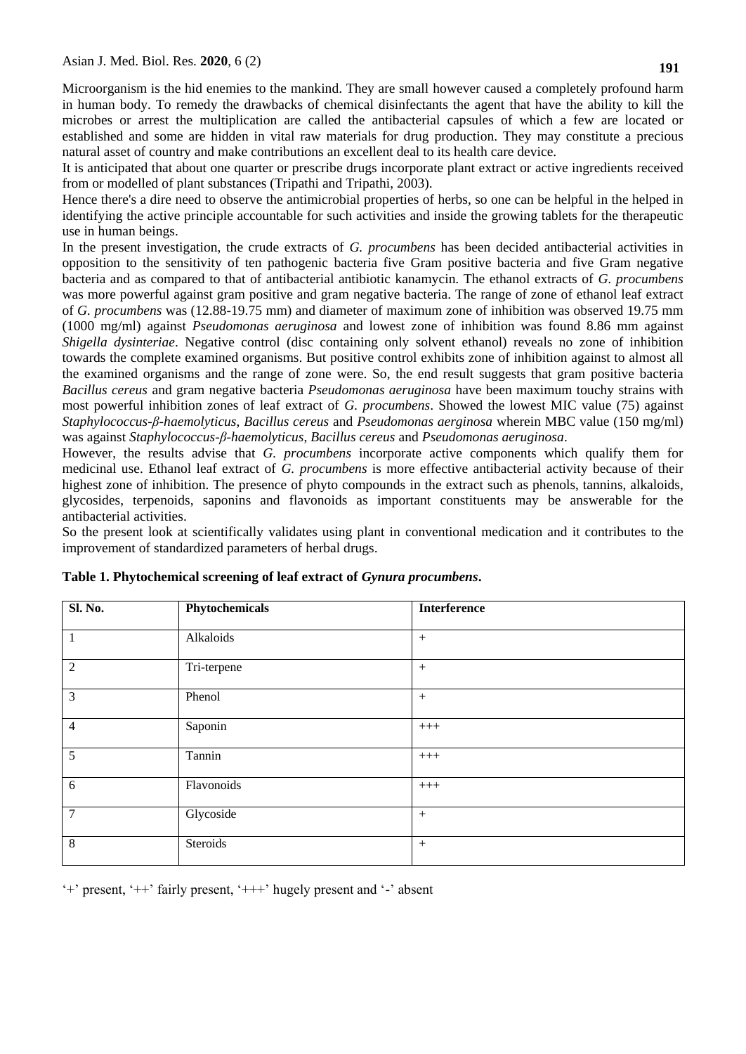Microorganism is the hid enemies to the mankind. They are small however caused a completely profound harm in human body. To remedy the drawbacks of chemical disinfectants the agent that have the ability to kill the microbes or arrest the multiplication are called the antibacterial capsules of which a few are located or established and some are hidden in vital raw materials for drug production. They may constitute a precious natural asset of country and make contributions an excellent deal to its health care device.

It is anticipated that about one quarter or prescribe drugs incorporate plant extract or active ingredients received from or modelled of plant substances (Tripathi and Tripathi, 2003).

Hence there's a dire need to observe the antimicrobial properties of herbs, so one can be helpful in the helped in identifying the active principle accountable for such activities and inside the growing tablets for the therapeutic use in human beings.

In the present investigation, the crude extracts of *G. procumbens* has been decided antibacterial activities in opposition to the sensitivity of ten pathogenic bacteria five Gram positive bacteria and five Gram negative bacteria and as compared to that of antibacterial antibiotic kanamycin. The ethanol extracts of *G. procumbens* was more powerful against gram positive and gram negative bacteria. The range of zone of ethanol leaf extract of *G. procumbens* was (12.88-19.75 mm) and diameter of maximum zone of inhibition was observed 19.75 mm (1000 mg/ml) against *Pseudomonas aeruginosa* and lowest zone of inhibition was found 8.86 mm against *Shigella dysinteriae*. Negative control (disc containing only solvent ethanol) reveals no zone of inhibition towards the complete examined organisms. But positive control exhibits zone of inhibition against to almost all the examined organisms and the range of zone were. So, the end result suggests that gram positive bacteria *Bacillus cereus* and gram negative bacteria *Pseudomonas aeruginosa* have been maximum touchy strains with most powerful inhibition zones of leaf extract of *G. procumbens*. Showed the lowest MIC value (75) against *Staphylococcus-β-haemolyticus*, *Bacillus cereus* and *Pseudomonas aerginosa* wherein MBC value (150 mg/ml) was against *Staphylococcus-β-haemolyticus*, *Bacillus cereus* and *Pseudomonas aeruginosa*.

However, the results advise that *G. procumbens* incorporate active components which qualify them for medicinal use. Ethanol leaf extract of *G. procumbens* is more effective antibacterial activity because of their highest zone of inhibition. The presence of phyto compounds in the extract such as phenols, tannins, alkaloids, glycosides, terpenoids, saponins and flavonoids as important constituents may be answerable for the antibacterial activities.

So the present look at scientifically validates using plant in conventional medication and it contributes to the improvement of standardized parameters of herbal drugs.

**Table 1. Phytochemical screening of leaf extract of *Gynura procumbens*.**

| Sl. No. | Phytochemicals | Interference |
|---|---|---|
| 1 | Alkaloids | + |
| 2 | Tri-terpene | + |
| 3 | Phenol | + |
| 4 | Saponin | +++ |
| 5 | Tannin | +++ |
| 6 | Flavonoids | +++ |
| 7 | Glycoside | + |
| 8 | Steroids | + |

'+' present, '++' fairly present, '+++' hugely present and '-' absent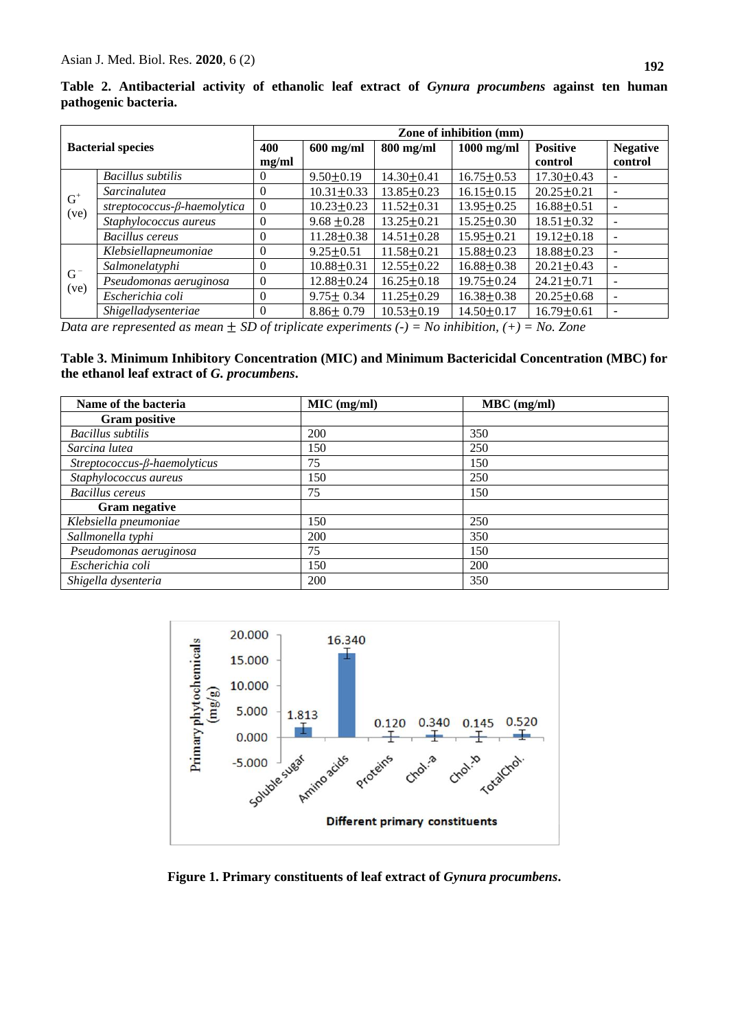**Table 2. Antibacterial activity of ethanolic leaf extract of *Gynura procumbens* against ten human pathogenic bacteria.**

| Bacterial species | | Zone of inhibition (mm) | | | | | |
|---|---|---|---|---|---|---|---|
| | | 400 mg/ml | 600 mg/ml | 800 mg/ml | 1000 mg/ml | Positive control | Negative control |
| $G^{+}$ (ve) | *Bacillus subtilis* | 0 | 9.50±0.19 | 14.30±0.41 | 16.75±0.53 | 17.30±0.43 | - |
| | *Sarcinalutea* | 0 | 10.31±0.33 | 13.85±0.23 | 16.15±0.15 | 20.25±0.21 | - |
| | *streptococcus-β-haemolytica* | 0 | 10.23±0.23 | 11.52±0.31 | 13.95±0.25 | 16.88±0.51 | - |
| | *Staphylococcus aureus* | 0 | 9.68 ±0.28 | 13.25±0.21 | 15.25±0.30 | 18.51±0.32 | - |
| | *Bacillus cereus* | 0 | 11.28±0.38 | 14.51±0.28 | 15.95±0.21 | 19.12±0.18 | - |
| $G^{-}$ (ve) | *Klebsiellapneumoniae* | 0 | 9.25±0.51 | 11.58±0.21 | 15.88±0.23 | 18.88±0.23 | - |
| | *Salmonelatyphi* | 0 | 10.88±0.31 | 12.55±0.22 | 16.88±0.38 | 20.21±0.43 | - |
| | *Pseudomonas aeruginosa* | 0 | 12.88±0.24 | 16.25±0.18 | 19.75±0.24 | 24.21±0.71 | - |
| | *Escherichia coli* | 0 | 9.75± 0.34 | 11.25±0.29 | 16.38±0.38 | 20.25±0.68 | - |
| | *Shigelladysenteriae* | 0 | 8.86± 0.79 | 10.53±0.19 | 14.50±0.17 | 16.79±0.61 | - |

*Data are represented as mean ± SD of triplicate experiments (-) = No inhibition, (+) = No. Zone*

**Table 3. Minimum Inhibitory Concentration (MIC) and Minimum Bactericidal Concentration (MBC) for the ethanol leaf extract of *G. procumbens*.**

| Name of the bacteria | MIC (mg/ml) | MBC (mg/ml) |
|---|---|---|
| **Gram positive** | | |
| *Bacillus subtilis* | 200 | 350 |
| *Sarcina lutea* | 150 | 250 |
| *Streptococcus-β-haemolyticus* | 75 | 150 |
| *Staphylococcus aureus* | 150 | 250 |
| *Bacillus cereus* | 75 | 150 |
| **Gram negative** | | |
| *Klebsiella pneumoniae* | 150 | 250 |
| *Sallmonella typhi* | 200 | 350 |
| *Pseudomonas aeruginosa* | 75 | 150 |
| *Escherichia coli* | 150 | 200 |
| *Shigella dysenteria* | 200 | 350 |

**Figure 1. Primary constituents of leaf extract of *Gynura procumbens*.**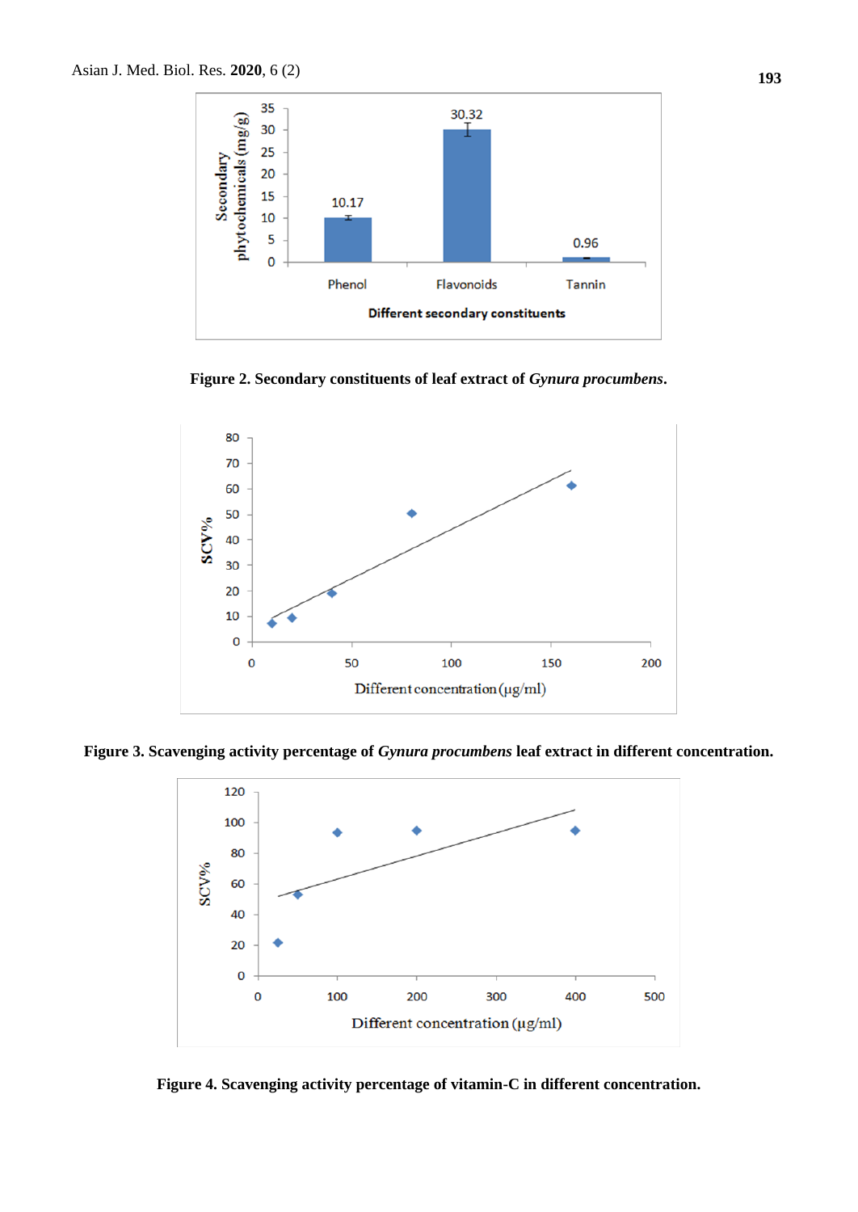Figure 2. Secondary constituents of leaf extract of *Gynura procumbens*.

Figure 3. Scavenging activity percentage of *Gynura procumbens* leaf extract in different concentration.

Figure 4. Scavenging activity percentage of vitamin-C in different concentration.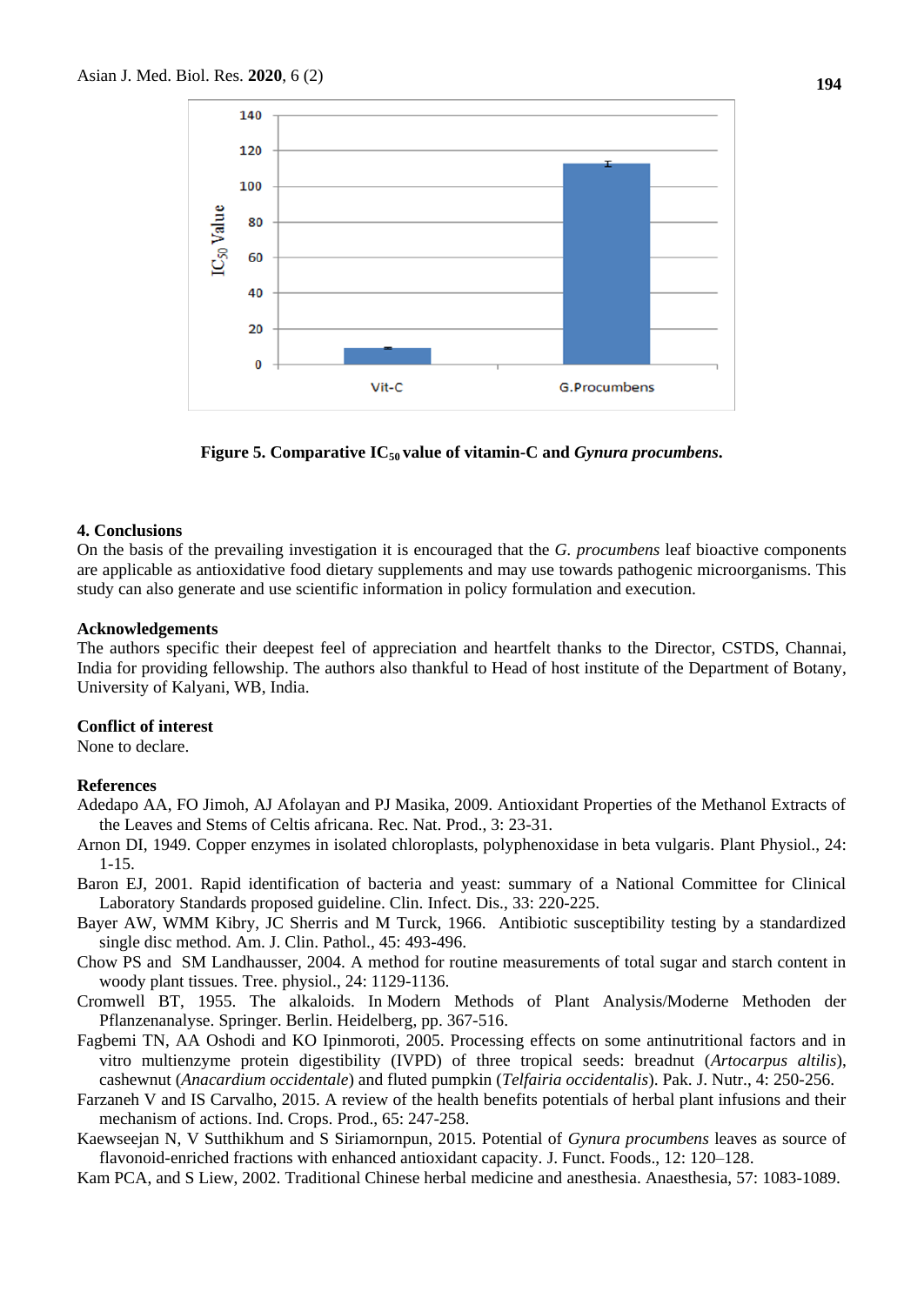Figure 5. Comparative $IC_{50}$ value of vitamin-C and *Gynura procumbens*.

### 4. Conclusions

On the basis of the prevailing investigation it is encouraged that the *G. procumbens* leaf bioactive components are applicable as antioxidative food dietary supplements and may use towards pathogenic microorganisms. This study can also generate and use scientific information in policy formulation and execution.

### Acknowledgements

The authors specific their deepest feel of appreciation and heartfelt thanks to the Director, CSTDS, Channai, India for providing fellowship. The authors also thankful to Head of host institute of the Department of Botany, University of Kalyani, WB, India.

### Conflict of interest

None to declare.

### References

Adedapo AA, FO Jimoh, AJ Afolayan and PJ Masika, 2009. Antioxidant Properties of the Methanol Extracts of the Leaves and Stems of Celtis africana. Rec. Nat. Prod., 3: 23-31.

Arnon DI, 1949. Copper enzymes in isolated chloroplasts, polyphenoxidase in beta vulgaris. Plant Physiol., 24: 1-15.

Baron EJ, 2001. Rapid identification of bacteria and yeast: summary of a National Committee for Clinical Laboratory Standards proposed guideline. Clin. Infect. Dis., 33: 220-225.

Bayer AW, WMM Kibry, JC Sherris and M Turck, 1966. Antibiotic susceptibility testing by a standardized single disc method. Am. J. Clin. Pathol., 45: 493-496.

Chow PS and SM Landhausser, 2004. A method for routine measurements of total sugar and starch content in woody plant tissues. Tree. physiol., 24: 1129-1136.

Cromwell BT, 1955. The alkaloids. In Modern Methods of Plant Analysis/Moderne Methoden der Pflanzenanalyse. Springer. Berlin. Heidelberg, pp. 367-516.

Fagbemi TN, AA Oshodi and KO Ipinmoroti, 2005. Processing effects on some antinutritional factors and in vitro multienzyme protein digestibility (IVPD) of three tropical seeds: breadnut (*Artocarpus altilis*), cashewnut (*Anacardium occidentale*) and fluted pumpkin (*Telfairia occidentalis*). Pak. J. Nutr., 4: 250-256.

Farzaneh V and IS Carvalho, 2015. A review of the health benefits potentials of herbal plant infusions and their mechanism of actions. Ind. Crops. Prod., 65: 247-258.

Kaewseejan N, V Sutthikhum and S Siriamornpun, 2015. Potential of *Gynura procumbens* leaves as source of flavonoid-enriched fractions with enhanced antioxidant capacity. J. Funct. Foods., 12: 120–128.

Kam PCA, and S Liew, 2002. Traditional Chinese herbal medicine and anesthesia. Anaesthesia, 57: 1083-1089.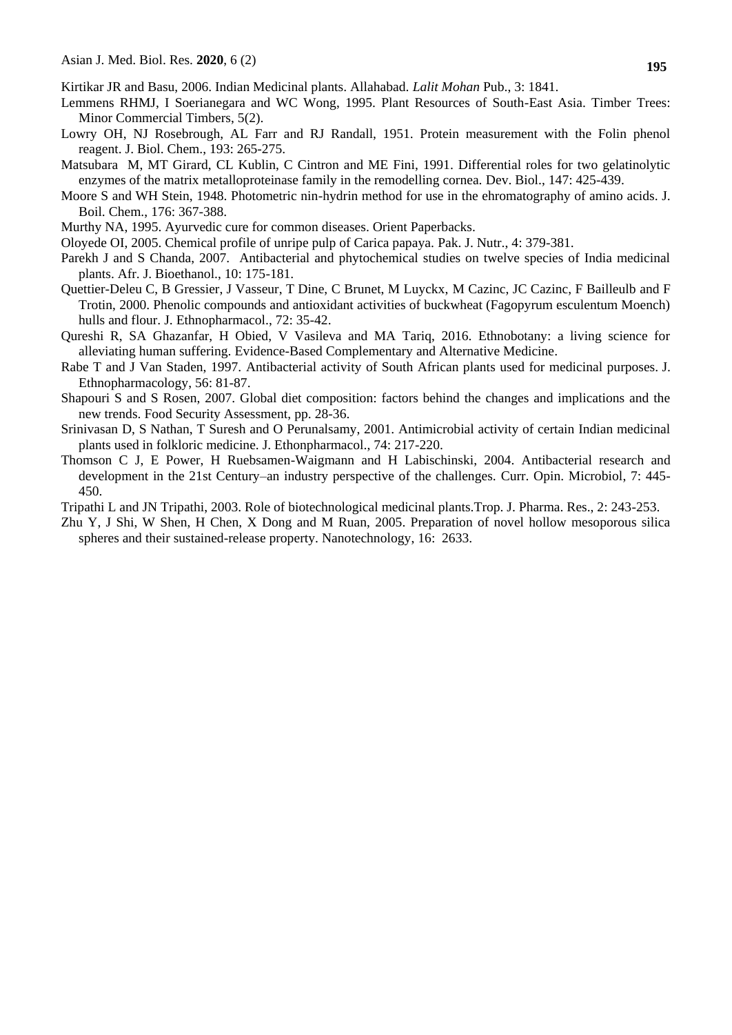Kirtikar JR and Basu, 2006. Indian Medicinal plants. Allahabad. *Lalit Mohan* Pub., 3: 1841.

Lemmens RHMJ, I Soerianegara and WC Wong, 1995. Plant Resources of South-East Asia. Timber Trees: Minor Commercial Timbers, 5(2).

Lowry OH, NJ Rosebrough, AL Farr and RJ Randall, 1951. Protein measurement with the Folin phenol reagent. J. Biol. Chem., 193: 265-275.

Matsubara M, MT Girard, CL Kublin, C Cintron and ME Fini, 1991. Differential roles for two gelatinolytic enzymes of the matrix metalloproteinase family in the remodelling cornea. Dev. Biol., 147: 425-439.

Moore S and WH Stein, 1948. Photometric nin-hydrin method for use in the ehromatography of amino acids. J. Boil. Chem., 176: 367-388.

Murthy NA, 1995. Ayurvedic cure for common diseases. Orient Paperbacks.

Oloyede OI, 2005. Chemical profile of unripe pulp of Carica papaya. Pak. J. Nutr., 4: 379-381.

Parekh J and S Chanda, 2007. Antibacterial and phytochemical studies on twelve species of India medicinal plants. Afr. J. Bioethanol., 10: 175-181.

Quettier-Deleu C, B Gressier, J Vasseur, T Dine, C Brunet, M Luyckx, M Cazinc, JC Cazinc, F Bailleulb and F Trotin, 2000. Phenolic compounds and antioxidant activities of buckwheat (Fagopyrum esculentum Moench) hulls and flour. J. Ethnopharmacol., 72: 35-42.

Qureshi R, SA Ghazanfar, H Obied, V Vasileva and MA Tariq, 2016. Ethnobotany: a living science for alleviating human suffering. Evidence-Based Complementary and Alternative Medicine.

Rabe T and J Van Staden, 1997. Antibacterial activity of South African plants used for medicinal purposes. J. Ethnopharmacology, 56: 81-87.

Shapouri S and S Rosen, 2007. Global diet composition: factors behind the changes and implications and the new trends. Food Security Assessment, pp. 28-36.

Srinivasan D, S Nathan, T Suresh and O Perunalsamy, 2001. Antimicrobial activity of certain Indian medicinal plants used in folkloric medicine. J. Ethonpharmacol., 74: 217-220.

Thomson C J, E Power, H Ruebsamen-Waigmann and H Labischinski, 2004. Antibacterial research and development in the 21st Century–an industry perspective of the challenges. Curr. Opin. Microbiol, 7: 445-450.

Tripathi L and JN Tripathi, 2003. Role of biotechnological medicinal plants.Trop. J. Pharma. Res., 2: 243-253.

Zhu Y, J Shi, W Shen, H Chen, X Dong and M Ruan, 2005. Preparation of novel hollow mesoporous silica spheres and their sustained-release property. Nanotechnology, 16: 2633.